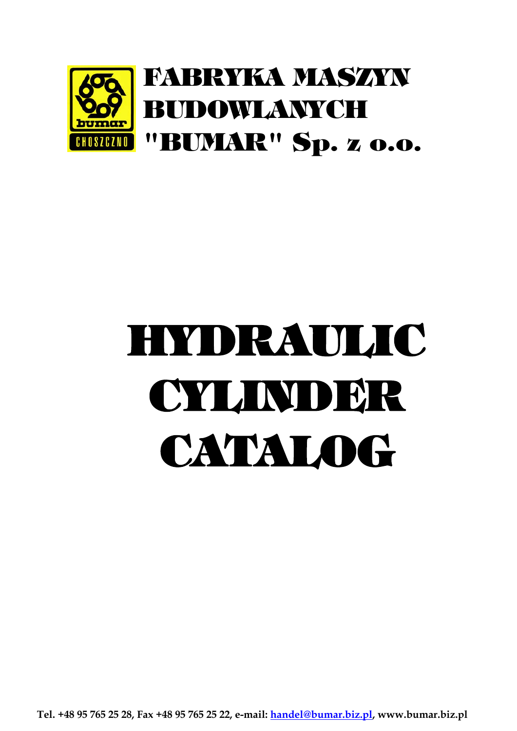# FABRYKA MASZYN BUDOWLANYCH "BUMAR" Sp. z o.o.

# HYDRAULIC CYLINDER CATALOG

**Tel. +48 95 765 25 28, Fax +48 95 765 25 22, e-mail: handel@bumar.biz.pl, www.bumar.biz.pl**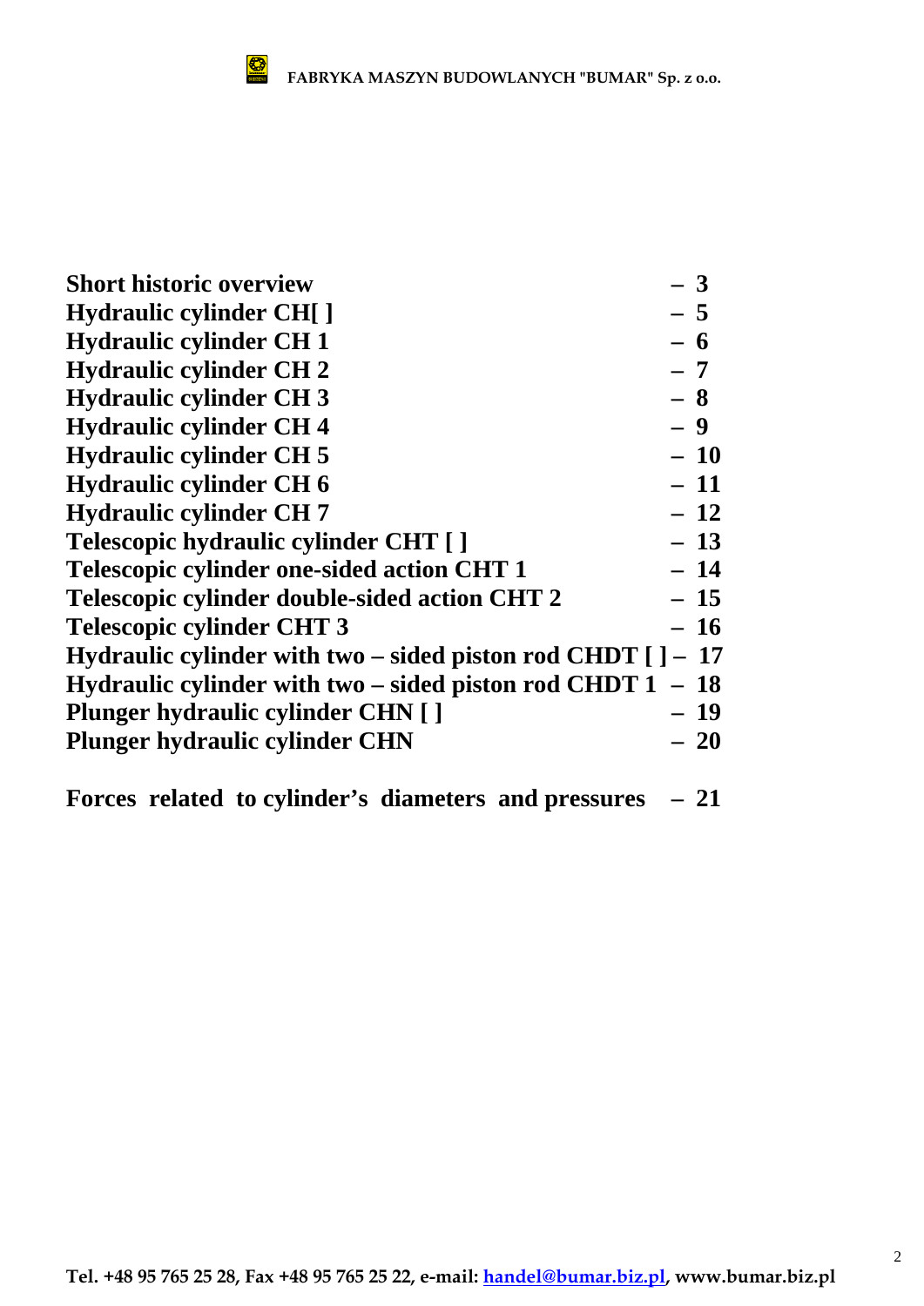| | |
|---|---|
| **Short historic overview** | **– 3** |
| **Hydraulic cylinder CH[ ]** | **– 5** |
| **Hydraulic cylinder CH 1** | **– 6** |
| **Hydraulic cylinder CH 2** | **– 7** |
| **Hydraulic cylinder CH 3** | **– 8** |
| **Hydraulic cylinder CH 4** | **– 9** |
| **Hydraulic cylinder CH 5** | **– 10** |
| **Hydraulic cylinder CH 6** | **– 11** |
| **Hydraulic cylinder CH 7** | **– 12** |
| **Telescopic hydraulic cylinder CHT [ ]** | **– 13** |
| **Telescopic cylinder one-sided action CHT 1** | **– 14** |
| **Telescopic cylinder double-sided action CHT 2** | **– 15** |
| **Telescopic cylinder CHT 3** | **– 16** |
| **Hydraulic cylinder with two – sided piston rod CHDT [ ]** | **– 17** |
| **Hydraulic cylinder with two – sided piston rod CHDT 1** | **– 18** |
| **Plunger hydraulic cylinder CHN [ ]** | **– 19** |
| **Plunger hydraulic cylinder CHN** | **– 20** |
| **Forces related to cylinder's diameters and pressures** | **– 21** |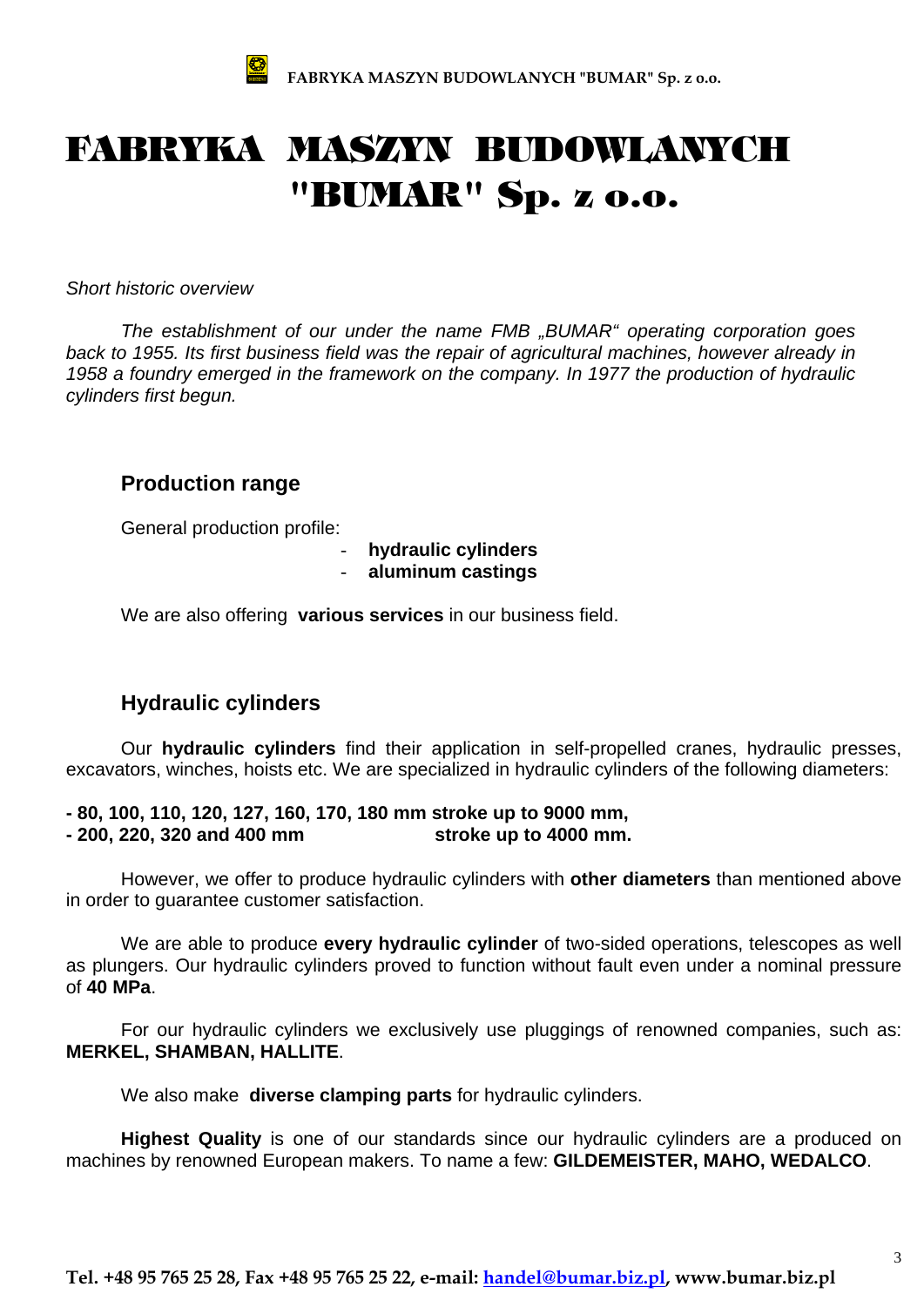# FABRYKA MASZYN BUDOWLANYCH "BUMAR" Sp. z o.o.

*Short historic overview*

*The establishment of our under the name FMB „BUMAR“ operating corporation goes back to 1955. Its first business field was the repair of agricultural machines, however already in 1958 a foundry emerged in the framework on the company. In 1977 the production of hydraulic cylinders first begun.*

## Production range

General production profile:

- **hydraulic cylinders**
- **aluminum castings**

We are also offering **various services** in our business field.

## Hydraulic cylinders

Our **hydraulic cylinders** find their application in self-propelled cranes, hydraulic presses, excavators, winches, hoists etc. We are specialized in hydraulic cylinders of the following diameters:

**- 80, 100, 110, 120, 127, 160, 170, 180 mm stroke up to 9000 mm,**
**- 200, 220, 320 and 400 mm stroke up to 4000 mm.**

However, we offer to produce hydraulic cylinders with **other diameters** than mentioned above in order to guarantee customer satisfaction.

We are able to produce **every hydraulic cylinder** of two-sided operations, telescopes as well as plungers. Our hydraulic cylinders proved to function without fault even under a nominal pressure of **40 MPa**.

For our hydraulic cylinders we exclusively use pluggings of renowned companies, such as: **MERKEL, SHAMBAN, HALLITE**.

We also make **diverse clamping parts** for hydraulic cylinders.

**Highest Quality** is one of our standards since our hydraulic cylinders are a produced on machines by renowned European makers. To name a few: **GILDEMEISTER, MAHO, WEDALCO**.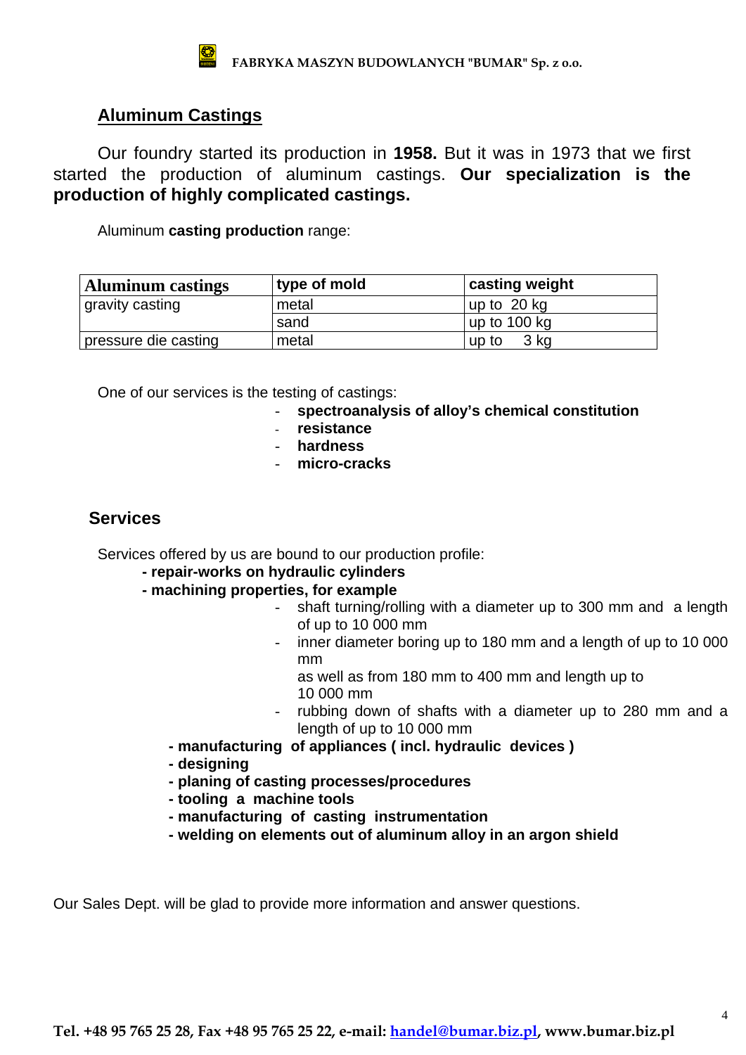## Aluminum Castings

Our foundry started its production in **1958.** But it was in 1973 that we first started the production of aluminum castings. **Our specialization is the production of highly complicated castings.**

Aluminum **casting production** range:

| Aluminum castings | type of mold | casting weight |
|---|---|---|
| gravity casting | metal | up to 20 kg |
| | sand | up to 100 kg |
| pressure die casting | metal | up to 3 kg |

One of our services is the testing of castings:

- **spectroanalysis of alloy's chemical constitution**
- **resistance**
- **hardness**
- **micro-cracks**

## Services

Services offered by us are bound to our production profile:

- **repair-works on hydraulic cylinders**
- **machining properties, for example**
  - shaft turning/rolling with a diameter up to 300 mm and a length of up to 10 000 mm
  - inner diameter boring up to 180 mm and a length of up to 10 000 mm
    as well as from 180 mm to 400 mm and length up to 10 000 mm
  - rubbing down of shafts with a diameter up to 280 mm and a length of up to 10 000 mm
- **manufacturing of appliances ( incl. hydraulic devices )**
- **designing**
- **planing of casting processes/procedures**
- **tooling a machine tools**
- **manufacturing of casting instrumentation**
- **welding on elements out of aluminum alloy in an argon shield**

Our Sales Dept. will be glad to provide more information and answer questions.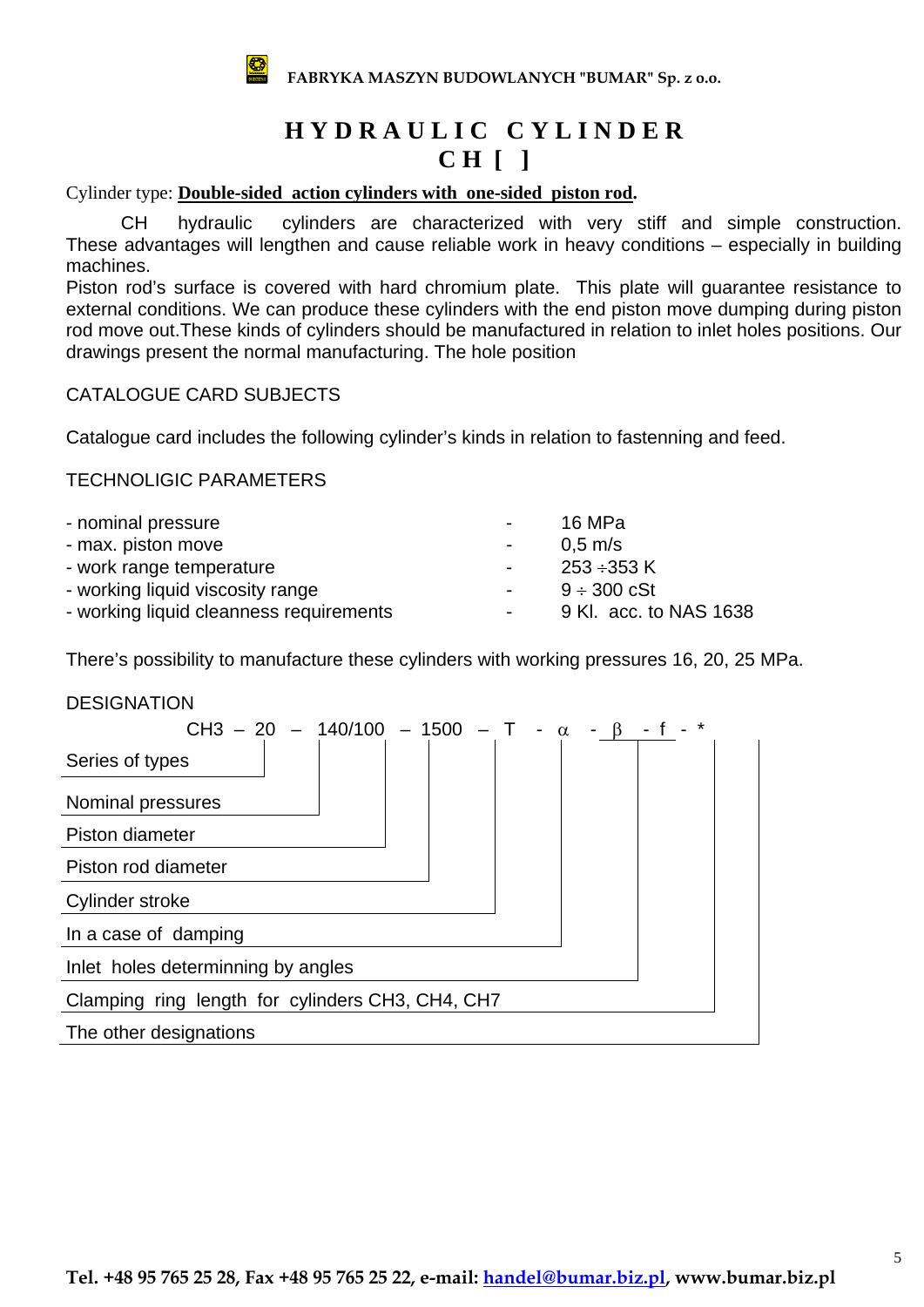FABRYKA MASZYN BUDOWLANYCH "BUMAR" Sp. z o.o.

# HYDRAULIC CYLINDER
# CH [ ]

Cylinder type: **Double-sided action cylinders with one-sided piston rod.**

CH hydraulic cylinders are characterized with very stiff and simple construction. These advantages will lengthen and cause reliable work in heavy conditions – especially in building machines.
Piston rod's surface is covered with hard chromium plate. This plate will guarantee resistance to external conditions. We can produce these cylinders with the end piston move dumping during piston rod move out.These kinds of cylinders should be manufactured in relation to inlet holes positions. Our drawings present the normal manufacturing. The hole position

CATALOGUE CARD SUBJECTS

Catalogue card includes the following cylinder's kinds in relation to fastenning and feed.

TECHNOLIGIC PARAMETERS

| | | |
|---|---|---|
| - nominal pressure | - | 16 MPa |
| - max. piston move | - | 0,5 m/s |
| - work range temperature | - | 253 ÷353 K |
| - working liquid viscosity range | - | 9 ÷ 300 cSt |
| - working liquid cleanness requirements | - | 9 Kl. acc. to NAS 1638 |

There's possibility to manufacture these cylinders with working pressures 16, 20, 25 MPa.

DESIGNATION

CH3 – 20 – 140/100 – 1500 – T - α - β - f - *

- Series of types
- Nominal pressures
- Piston diameter
- Piston rod diameter
- Cylinder stroke
- In a case of damping
- Inlet holes determinning by angles
- Clamping ring length for cylinders CH3, CH4, CH7
- The other designations

Tel. +48 95 765 25 28, Fax +48 95 765 25 22, e-mail: handel@bumar.biz.pl, www.bumar.biz.pl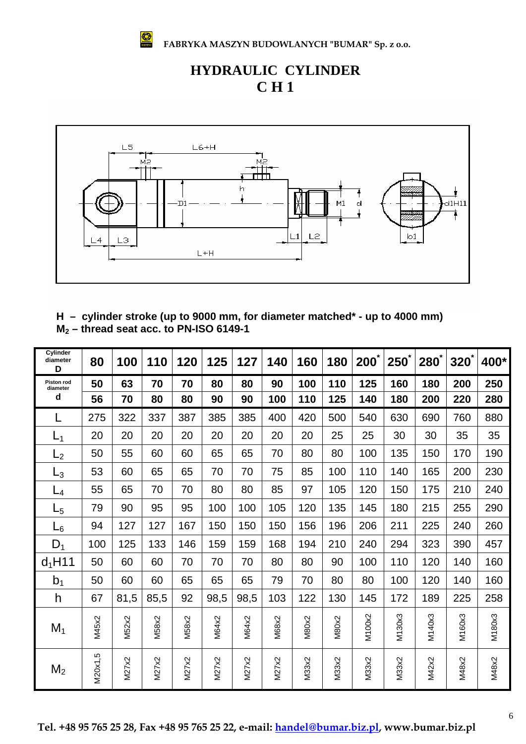FABRYKA MASZYN BUDOWLANYCH "BUMAR" Sp. z o.o.

# HYDRAULIC CYLINDER
# C H 1

**H – cylinder stroke (up to 9000 mm, for diameter matched* - up to 4000 mm)**
**$M_2$ – thread seat acc. to PN-ISO 6149-1**

| Cylinder diameter D | 80 | 100 | 110 | 120 | 125 | 127 | 140 | 160 | 180 | 200* | 250* | 280* | 320* | 400* |
|---|---|---|---|---|---|---|---|---|---|---|---|---|---|---|
| Piston rod diameter d | 50 | 63 | 70 | 70 | 80 | 80 | 90 | 100 | 110 | 125 | 160 | 180 | 200 | 250 |
| | 56 | 70 | 80 | 80 | 90 | 90 | 100 | 110 | 125 | 140 | 180 | 200 | 220 | 280 |
| L | 275 | 322 | 337 | 387 | 385 | 385 | 400 | 420 | 500 | 540 | 630 | 690 | 760 | 880 |
| $L_1$ | 20 | 20 | 20 | 20 | 20 | 20 | 20 | 20 | 25 | 25 | 30 | 30 | 35 | 35 |
| $L_2$ | 50 | 55 | 60 | 60 | 65 | 65 | 70 | 80 | 80 | 100 | 135 | 150 | 170 | 190 |
| $L_3$ | 53 | 60 | 65 | 65 | 70 | 70 | 75 | 85 | 100 | 110 | 140 | 165 | 200 | 230 |
| $L_4$ | 55 | 65 | 70 | 70 | 80 | 80 | 85 | 97 | 105 | 120 | 150 | 175 | 210 | 240 |
| $L_5$ | 79 | 90 | 95 | 95 | 100 | 100 | 105 | 120 | 135 | 145 | 180 | 215 | 255 | 290 |
| $L_6$ | 94 | 127 | 127 | 167 | 150 | 150 | 150 | 156 | 196 | 206 | 211 | 225 | 240 | 260 |
| $D_1$ | 100 | 125 | 133 | 146 | 159 | 159 | 168 | 194 | 210 | 240 | 294 | 323 | 390 | 457 |
| $d_1$H11 | 50 | 60 | 60 | 70 | 70 | 70 | 80 | 80 | 90 | 100 | 110 | 120 | 140 | 160 |
| $b_1$ | 50 | 60 | 60 | 65 | 65 | 65 | 79 | 70 | 80 | 80 | 100 | 120 | 140 | 160 |
| h | 67 | 81,5 | 85,5 | 92 | 98,5 | 98,5 | 103 | 122 | 130 | 145 | 172 | 189 | 225 | 258 |
| $M_1$ | M45x2 | M52x2 | M58x2 | M58x2 | M64x2 | M64x2 | M68x2 | M80x2 | M80x2 | M100x2 | M130x3 | M140x3 | M160x3 | M180x3 |
| $M_2$ | M20x1,5 | M27x2 | M27x2 | M27x2 | M27x2 | M27x2 | M27x2 | M33x2 | M33x2 | M33x2 | M33x2 | M42x2 | M48x2 | M48x2 |

Tel. +48 95 765 25 28, Fax +48 95 765 25 22, e-mail: handel@bumar.biz.pl, www.bumar.biz.pl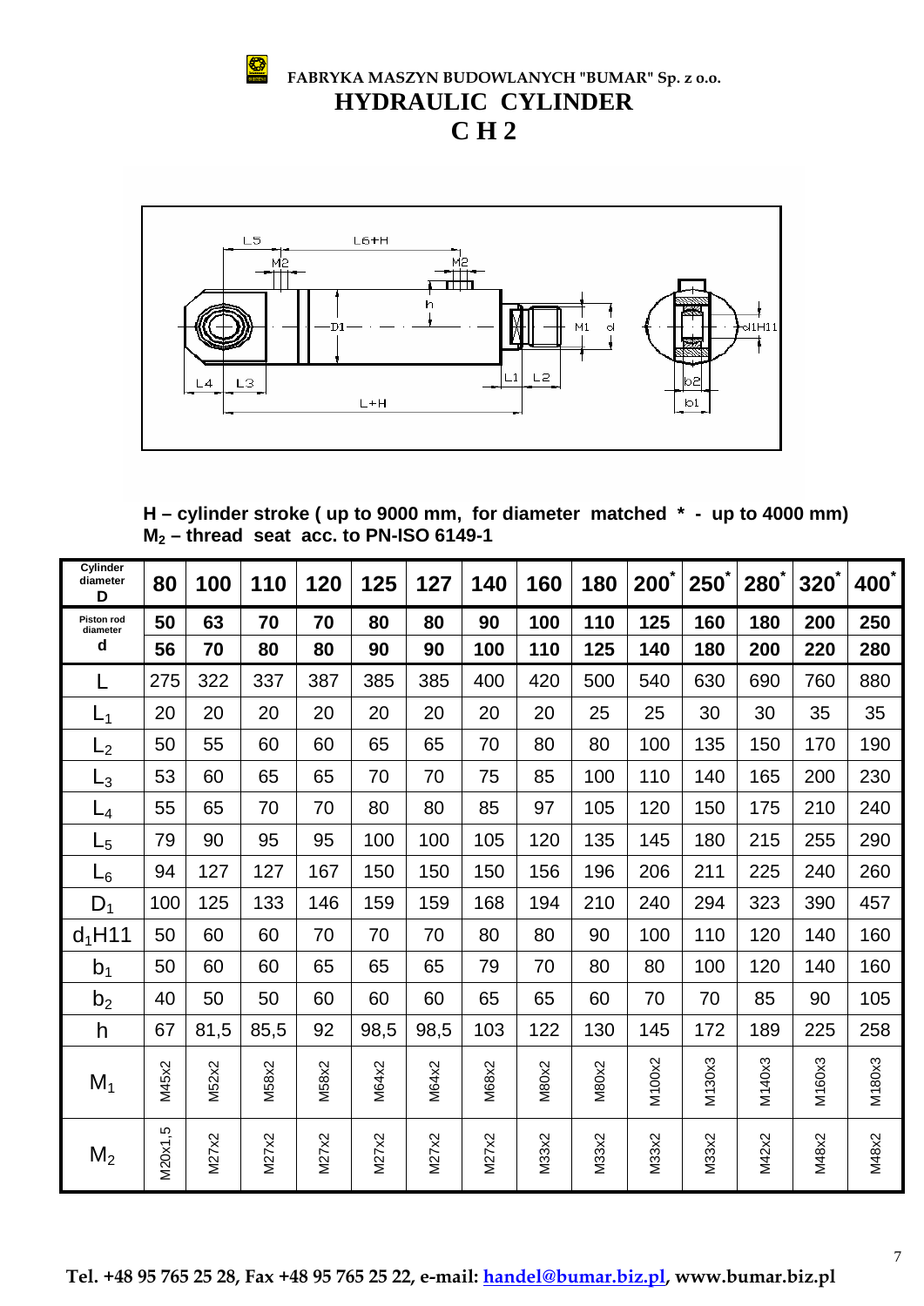**FABRYKA MASZYN BUDOWLANYCH "BUMAR" Sp. z o.o.**

# HYDRAULIC CYLINDER

# C H 2

**H – cylinder stroke ( up to 9000 mm, for diameter matched * - up to 4000 mm)**
**$M_2$ – thread seat acc. to PN-ISO 6149-1**

| Cylinder diameter D | 80 | 100 | 110 | 120 | 125 | 127 | 140 | 160 | 180 | 200* | 250* | 280* | 320* | 400* |
|---|---|---|---|---|---|---|---|---|---|---|---|---|---|---|
| Piston rod diameter d | 50 | 63 | 70 | 70 | 80 | 80 | 90 | 100 | 110 | 125 | 160 | 180 | 200 | 250 |
| | 56 | 70 | 80 | 80 | 90 | 90 | 100 | 110 | 125 | 140 | 180 | 200 | 220 | 280 |
| L | 275 | 322 | 337 | 387 | 385 | 385 | 400 | 420 | 500 | 540 | 630 | 690 | 760 | 880 |
| $L_1$ | 20 | 20 | 20 | 20 | 20 | 20 | 20 | 20 | 25 | 25 | 30 | 30 | 35 | 35 |
| $L_2$ | 50 | 55 | 60 | 60 | 65 | 65 | 70 | 80 | 80 | 100 | 135 | 150 | 170 | 190 |
| $L_3$ | 53 | 60 | 65 | 65 | 70 | 70 | 75 | 85 | 100 | 110 | 140 | 165 | 200 | 230 |
| $L_4$ | 55 | 65 | 70 | 70 | 80 | 80 | 85 | 97 | 105 | 120 | 150 | 175 | 210 | 240 |
| $L_5$ | 79 | 90 | 95 | 95 | 100 | 100 | 105 | 120 | 135 | 145 | 180 | 215 | 255 | 290 |
| $L_6$ | 94 | 127 | 127 | 167 | 150 | 150 | 150 | 156 | 196 | 206 | 211 | 225 | 240 | 260 |
| $D_1$ | 100 | 125 | 133 | 146 | 159 | 159 | 168 | 194 | 210 | 240 | 294 | 323 | 390 | 457 |
| $d_1$H11 | 50 | 60 | 60 | 70 | 70 | 70 | 80 | 80 | 90 | 100 | 110 | 120 | 140 | 160 |
| $b_1$ | 50 | 60 | 60 | 65 | 65 | 65 | 79 | 70 | 80 | 80 | 100 | 120 | 140 | 160 |
| $b_2$ | 40 | 50 | 50 | 60 | 60 | 60 | 65 | 65 | 60 | 70 | 70 | 85 | 90 | 105 |
| h | 67 | 81,5 | 85,5 | 92 | 98,5 | 98,5 | 103 | 122 | 130 | 145 | 172 | 189 | 225 | 258 |
| $M_1$ | M45x2 | M52x2 | M58x2 | M58x2 | M64x2 | M64x2 | M68x2 | M80x2 | M80x2 | M100x2 | M130x3 | M140x3 | M160x3 | M180x3 |
| $M_2$ | M20x1,5 | M27x2 | M27x2 | M27x2 | M27x2 | M27x2 | M27x2 | M33x2 | M33x2 | M33x2 | M33x2 | M42x2 | M48x2 | M48x2 |

**Tel. +48 95 765 25 28, Fax +48 95 765 25 22, e-mail: handel@bumar.biz.pl, www.bumar.biz.pl**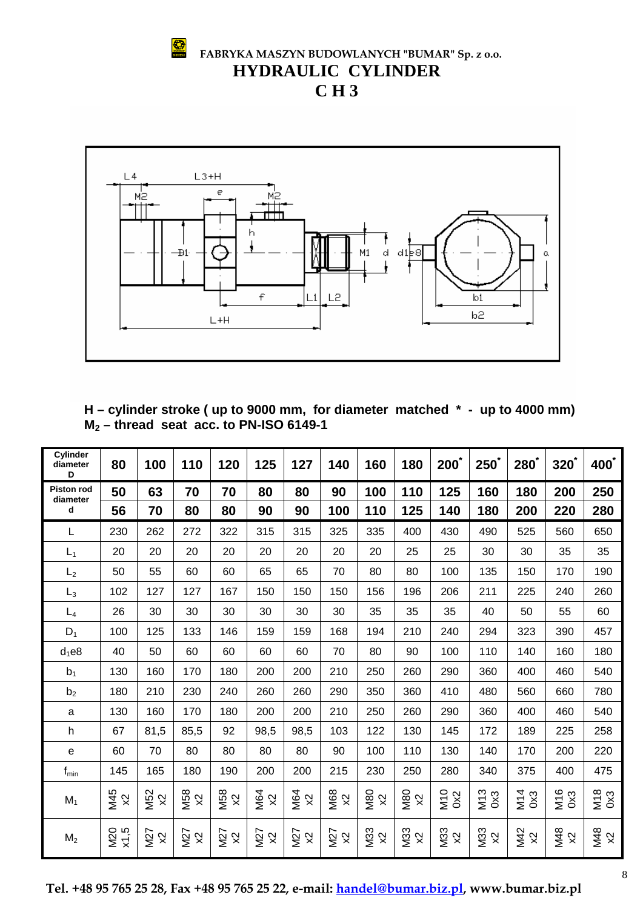FABRYKA MASZYN BUDOWLANYCH "BUMAR" Sp. z o.o.

# HYDRAULIC CYLINDER

# C H 3

**H – cylinder stroke ( up to 9000 mm, for diameter matched * - up to 4000 mm)**
**$M_2$ – thread seat acc. to PN-ISO 6149-1**

| Cylinder diameter D | 80 | 100 | 110 | 120 | 125 | 127 | 140 | 160 | 180 | 200* | 250* | 280* | 320* | 400* |
|---|---|---|---|---|---|---|---|---|---|---|---|---|---|---|
| Piston rod diameter d | 50 | 63 | 70 | 70 | 80 | 80 | 90 | 100 | 110 | 125 | 160 | 180 | 200 | 250 |
| | 56 | 70 | 80 | 80 | 90 | 90 | 100 | 110 | 125 | 140 | 180 | 200 | 220 | 280 |
| L | 230 | 262 | 272 | 322 | 315 | 315 | 325 | 335 | 400 | 430 | 490 | 525 | 560 | 650 |
| $L_1$ | 20 | 20 | 20 | 20 | 20 | 20 | 20 | 20 | 25 | 25 | 30 | 30 | 35 | 35 |
| $L_2$ | 50 | 55 | 60 | 60 | 65 | 65 | 70 | 80 | 80 | 100 | 135 | 150 | 170 | 190 |
| $L_3$ | 102 | 127 | 127 | 167 | 150 | 150 | 150 | 156 | 196 | 206 | 211 | 225 | 240 | 260 |
| $L_4$ | 26 | 30 | 30 | 30 | 30 | 30 | 30 | 35 | 35 | 35 | 40 | 50 | 55 | 60 |
| $D_1$ | 100 | 125 | 133 | 146 | 159 | 159 | 168 | 194 | 210 | 240 | 294 | 323 | 390 | 457 |
| $d_1e8$ | 40 | 50 | 60 | 60 | 60 | 60 | 70 | 80 | 90 | 100 | 110 | 140 | 160 | 180 |
| $b_1$ | 130 | 160 | 170 | 180 | 200 | 200 | 210 | 250 | 260 | 290 | 360 | 400 | 460 | 540 |
| $b_2$ | 180 | 210 | 230 | 240 | 260 | 260 | 290 | 350 | 360 | 410 | 480 | 560 | 660 | 780 |
| a | 130 | 160 | 170 | 180 | 200 | 200 | 210 | 250 | 260 | 290 | 360 | 400 | 460 | 540 |
| h | 67 | 81,5 | 85,5 | 92 | 98,5 | 98,5 | 103 | 122 | 130 | 145 | 172 | 189 | 225 | 258 |
| e | 60 | 70 | 80 | 80 | 80 | 80 | 90 | 100 | 110 | 130 | 140 | 170 | 200 | 220 |
| $f_{min}$ | 145 | 165 | 180 | 190 | 200 | 200 | 215 | 230 | 250 | 280 | 340 | 375 | 400 | 475 |
| $M_1$ | M45 x2 | M52 x2 | M58 x2 | M58 x2 | M64 x2 | M64 x2 | M68 x2 | M80 x2 | M80 x2 | M100x2 | M130x3 | M140x3 | M160x3 | M180x3 |
| $M_2$ | M20 x1,5 | M27 x2 | M27 x2 | M27 x2 | M27 x2 | M27 x2 | M27 x2 | M33 x2 | M33 x2 | M33 x2 | M33 x2 | M42 x2 | M48 x2 | M48 x2 |

Tel. +48 95 765 25 28, Fax +48 95 765 25 22, e-mail: handel@bumar.biz.pl, www.bumar.biz.pl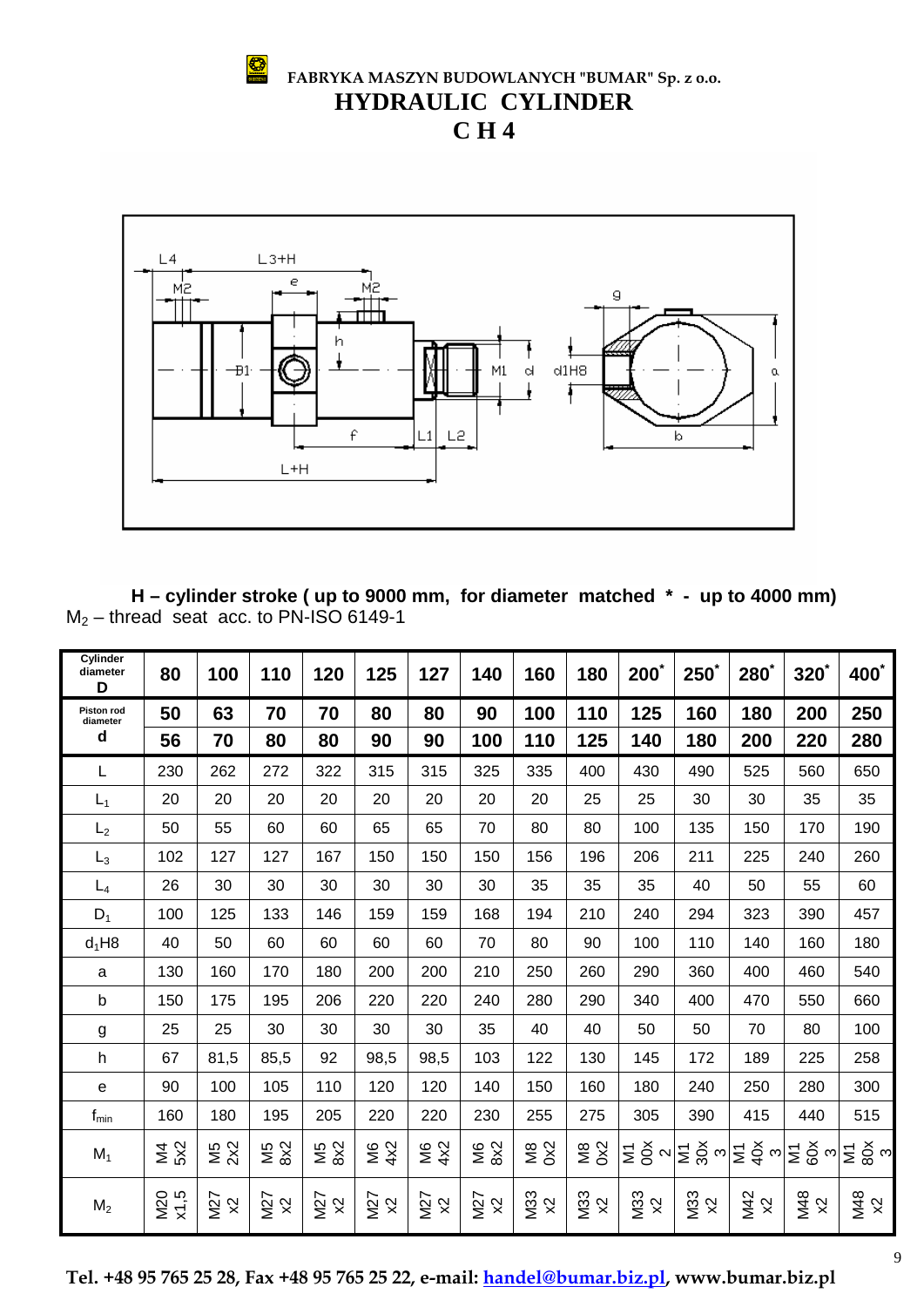**FABRYKA MASZYN BUDOWLANYCH "BUMAR" Sp. z o.o.**

# HYDRAULIC CYLINDER

# C H 4

**H – cylinder stroke ( up to 9000 mm, for diameter matched * - up to 4000 mm)**

$M_2$ – thread seat acc. to PN-ISO 6149-1

| Cylinder diameter D | 80 | 100 | 110 | 120 | 125 | 127 | 140 | 160 | 180 | 200* | 250* | 280* | 320* | 400* |
|---|---|---|---|---|---|---|---|---|---|---|---|---|---|---|
| Piston rod diameter d | 50 | 63 | 70 | 70 | 80 | 80 | 90 | 100 | 110 | 125 | 160 | 180 | 200 | 250 |
| | 56 | 70 | 80 | 80 | 90 | 90 | 100 | 110 | 125 | 140 | 180 | 200 | 220 | 280 |
| L | 230 | 262 | 272 | 322 | 315 | 315 | 325 | 335 | 400 | 430 | 490 | 525 | 560 | 650 |
| $L_1$ | 20 | 20 | 20 | 20 | 20 | 20 | 20 | 20 | 25 | 25 | 30 | 30 | 35 | 35 |
| $L_2$ | 50 | 55 | 60 | 60 | 65 | 65 | 70 | 80 | 80 | 100 | 135 | 150 | 170 | 190 |
| $L_3$ | 102 | 127 | 127 | 167 | 150 | 150 | 150 | 156 | 196 | 206 | 211 | 225 | 240 | 260 |
| $L_4$ | 26 | 30 | 30 | 30 | 30 | 30 | 30 | 35 | 35 | 35 | 40 | 50 | 55 | 60 |
| $D_1$ | 100 | 125 | 133 | 146 | 159 | 159 | 168 | 194 | 210 | 240 | 294 | 323 | 390 | 457 |
| $d_1$H8 | 40 | 50 | 60 | 60 | 60 | 60 | 70 | 80 | 90 | 100 | 110 | 140 | 160 | 180 |
| a | 130 | 160 | 170 | 180 | 200 | 200 | 210 | 250 | 260 | 290 | 360 | 400 | 460 | 540 |
| b | 150 | 175 | 195 | 206 | 220 | 220 | 240 | 280 | 290 | 340 | 400 | 470 | 550 | 660 |
| g | 25 | 25 | 30 | 30 | 30 | 30 | 35 | 40 | 40 | 50 | 50 | 70 | 80 | 100 |
| h | 67 | 81,5 | 85,5 | 92 | 98,5 | 98,5 | 103 | 122 | 130 | 145 | 172 | 189 | 225 | 258 |
| e | 90 | 100 | 105 | 110 | 120 | 120 | 140 | 150 | 160 | 180 | 240 | 250 | 280 | 300 |
| $f_{min}$ | 160 | 180 | 195 | 205 | 220 | 220 | 230 | 255 | 275 | 305 | 390 | 415 | 440 | 515 |
| $M_1$ | M45x2 | M52x2 | M58x2 | M58x2 | M64x2 | M64x2 | M68x2 | M80x2 | M80x2 | M100x2 | M130x3 | M140x3 | M160x3 | M180x3 |
| $M_2$ | M20x1,5 | M27x2 | M27x2 | M27x2 | M27x2 | M27x2 | M27x2 | M33x2 | M33x2 | M33x2 | M33x2 | M42x2 | M48x2 | M48x2 |

Tel. +48 95 765 25 28, Fax +48 95 765 25 22, e-mail: handel@bumar.biz.pl, www.bumar.biz.pl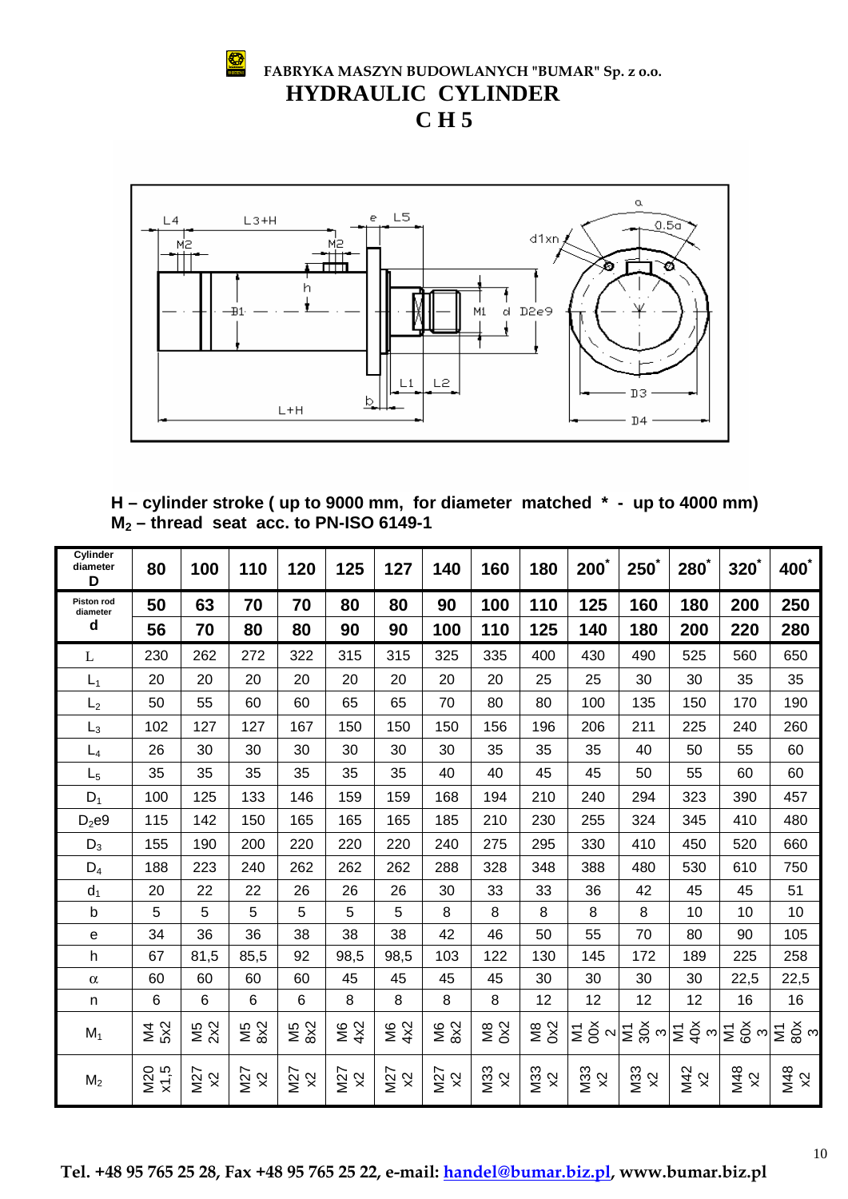**FABRYKA MASZYN BUDOWLANYCH "BUMAR" Sp. z o.o.**

# HYDRAULIC CYLINDER

# C H 5

**H – cylinder stroke ( up to 9000 mm, for diameter matched * - up to 4000 mm)**
**$M_2$ – thread seat acc. to PN-ISO 6149-1**

| Cylinder diameter D | 80 | 100 | 110 | 120 | 125 | 127 | 140 | 160 | 180 | 200* | 250* | 280* | 320* | 400* |
|---|---|---|---|---|---|---|---|---|---|---|---|---|---|---|
| Piston rod diameter d | 50 | 63 | 70 | 70 | 80 | 80 | 90 | 100 | 110 | 125 | 160 | 180 | 200 | 250 |
| | 56 | 70 | 80 | 80 | 90 | 90 | 100 | 110 | 125 | 140 | 180 | 200 | 220 | 280 |
| L | 230 | 262 | 272 | 322 | 315 | 315 | 325 | 335 | 400 | 430 | 490 | 525 | 560 | 650 |
| $L_1$ | 20 | 20 | 20 | 20 | 20 | 20 | 20 | 20 | 25 | 25 | 30 | 30 | 35 | 35 |
| $L_2$ | 50 | 55 | 60 | 60 | 65 | 65 | 70 | 80 | 80 | 100 | 135 | 150 | 170 | 190 |
| $L_3$ | 102 | 127 | 127 | 167 | 150 | 150 | 150 | 156 | 196 | 206 | 211 | 225 | 240 | 260 |
| $L_4$ | 26 | 30 | 30 | 30 | 30 | 30 | 30 | 35 | 35 | 35 | 40 | 50 | 55 | 60 |
| $L_5$ | 35 | 35 | 35 | 35 | 35 | 35 | 40 | 40 | 45 | 45 | 50 | 55 | 60 | 60 |
| $D_1$ | 100 | 125 | 133 | 146 | 159 | 159 | 168 | 194 | 210 | 240 | 294 | 323 | 390 | 457 |
| $D_2$e9 | 115 | 142 | 150 | 165 | 165 | 165 | 185 | 210 | 230 | 255 | 324 | 345 | 410 | 480 |
| $D_3$ | 155 | 190 | 200 | 220 | 220 | 220 | 240 | 275 | 295 | 330 | 410 | 450 | 520 | 660 |
| $D_4$ | 188 | 223 | 240 | 262 | 262 | 262 | 288 | 328 | 348 | 388 | 480 | 530 | 610 | 750 |
| $d_1$ | 20 | 22 | 22 | 26 | 26 | 26 | 30 | 33 | 33 | 36 | 42 | 45 | 45 | 51 |
| b | 5 | 5 | 5 | 5 | 5 | 5 | 8 | 8 | 8 | 8 | 8 | 10 | 10 | 10 |
| e | 34 | 36 | 36 | 38 | 38 | 38 | 42 | 46 | 50 | 55 | 70 | 80 | 90 | 105 |
| h | 67 | 81,5 | 85,5 | 92 | 98,5 | 98,5 | 103 | 122 | 130 | 145 | 172 | 189 | 225 | 258 |
| α | 60 | 60 | 60 | 60 | 45 | 45 | 45 | 45 | 30 | 30 | 30 | 30 | 22,5 | 22,5 |
| n | 6 | 6 | 6 | 6 | 8 | 8 | 8 | 8 | 12 | 12 | 12 | 12 | 16 | 16 |
| $M_1$ | M45x2 | M52x2 | M58x2 | M58x2 | M64x2 | M64x2 | M68x2 | M80x2 | M80x2 | M100x2 | M130x3 | M140x3 | M160x3 | M180x3 |
| $M_2$ | M20x1,5 | M27x2 | M27x2 | M27x2 | M27x2 | M27x2 | M27x2 | M33x2 | M33x2 | M33x2 | M33x2 | M42x2 | M48x2 | M48x2 |

Tel. +48 95 765 25 28, Fax +48 95 765 25 22, e-mail: handel@bumar.biz.pl, www.bumar.biz.pl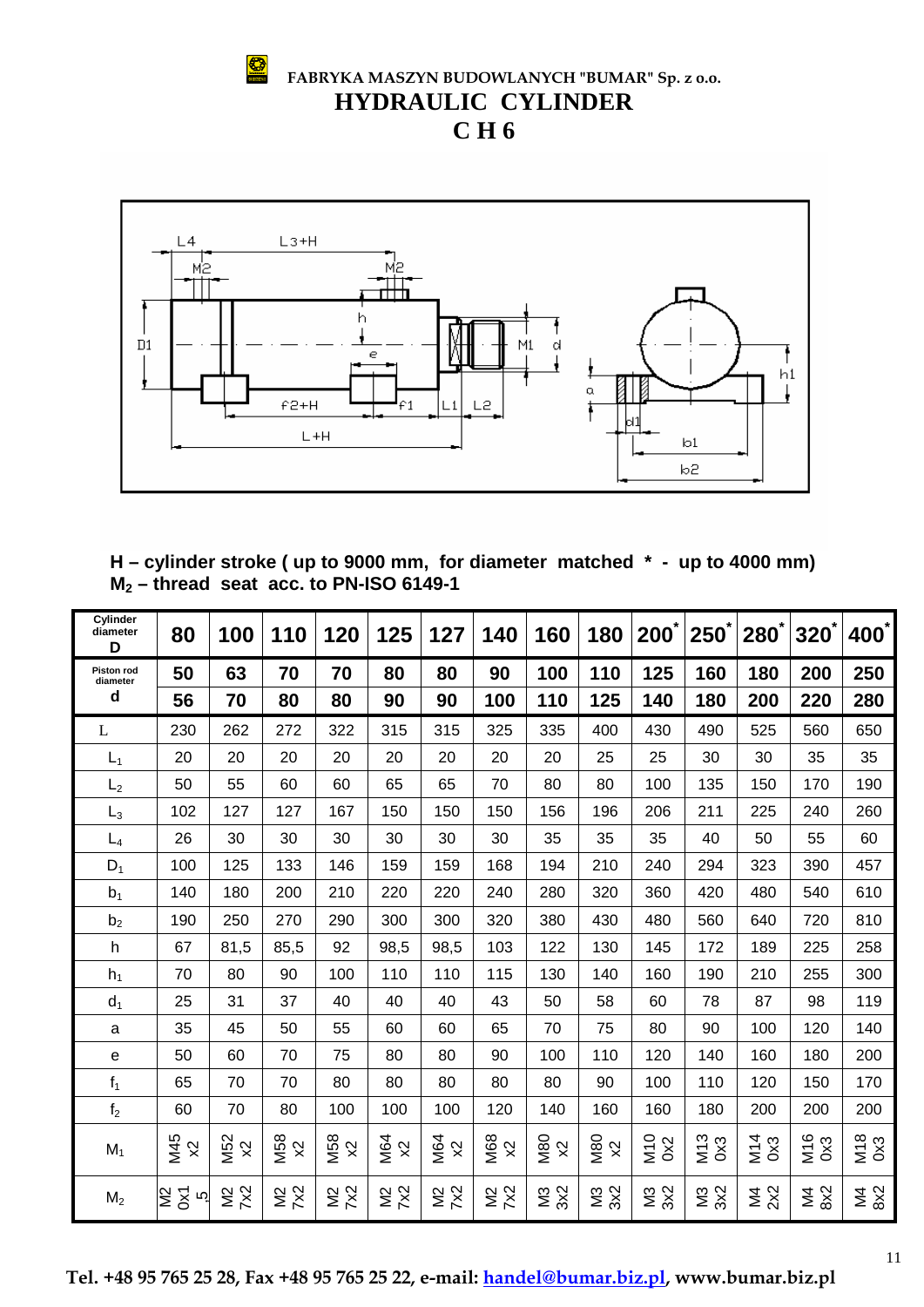**FABRYKA MASZYN BUDOWLANYCH "BUMAR" Sp. z o.o.**

# HYDRAULIC CYLINDER

# C H 6

**H – cylinder stroke ( up to 9000 mm, for diameter matched * - up to 4000 mm)**
**$M_2$ – thread seat acc. to PN-ISO 6149-1**

| Cylinder diameter D | 80 | 100 | 110 | 120 | 125 | 127 | 140 | 160 | 180 | 200* | 250* | 280* | 320* | 400* |
|---|---|---|---|---|---|---|---|---|---|---|---|---|---|---|
| Piston rod diameter d | 50 | 63 | 70 | 70 | 80 | 80 | 90 | 100 | 110 | 125 | 160 | 180 | 200 | 250 |
| | 56 | 70 | 80 | 80 | 90 | 90 | 100 | 110 | 125 | 140 | 180 | 200 | 220 | 280 |
| L | 230 | 262 | 272 | 322 | 315 | 315 | 325 | 335 | 400 | 430 | 490 | 525 | 560 | 650 |
| $L_1$ | 20 | 20 | 20 | 20 | 20 | 20 | 20 | 20 | 25 | 25 | 30 | 30 | 35 | 35 |
| $L_2$ | 50 | 55 | 60 | 60 | 65 | 65 | 70 | 80 | 80 | 100 | 135 | 150 | 170 | 190 |
| $L_3$ | 102 | 127 | 127 | 167 | 150 | 150 | 150 | 156 | 196 | 206 | 211 | 225 | 240 | 260 |
| $L_4$ | 26 | 30 | 30 | 30 | 30 | 30 | 30 | 35 | 35 | 35 | 40 | 50 | 55 | 60 |
| $D_1$ | 100 | 125 | 133 | 146 | 159 | 159 | 168 | 194 | 210 | 240 | 294 | 323 | 390 | 457 |
| $b_1$ | 140 | 180 | 200 | 210 | 220 | 220 | 240 | 280 | 320 | 360 | 420 | 480 | 540 | 610 |
| $b_2$ | 190 | 250 | 270 | 290 | 300 | 300 | 320 | 380 | 430 | 480 | 560 | 640 | 720 | 810 |
| h | 67 | 81,5 | 85,5 | 92 | 98,5 | 98,5 | 103 | 122 | 130 | 145 | 172 | 189 | 225 | 258 |
| $h_1$ | 70 | 80 | 90 | 100 | 110 | 110 | 115 | 130 | 140 | 160 | 190 | 210 | 255 | 300 |
| $d_1$ | 25 | 31 | 37 | 40 | 40 | 40 | 43 | 50 | 58 | 60 | 78 | 87 | 98 | 119 |
| a | 35 | 45 | 50 | 55 | 60 | 60 | 65 | 70 | 75 | 80 | 90 | 100 | 120 | 140 |
| e | 50 | 60 | 70 | 75 | 80 | 80 | 90 | 100 | 110 | 120 | 140 | 160 | 180 | 200 |
| $f_1$ | 65 | 70 | 70 | 80 | 80 | 80 | 80 | 80 | 90 | 100 | 110 | 120 | 150 | 170 |
| $f_2$ | 60 | 70 | 80 | 100 | 100 | 100 | 120 | 140 | 160 | 160 | 180 | 200 | 200 | 200 |
| $M_1$ | M45x2 | M52x2 | M58x2 | M58x2 | M64x2 | M64x2 | M68x2 | M80x2 | M80x2 | M100x2 | M130x3 | M140x3 | M160x3 | M180x3 |
| $M_2$ | M20x1,5 | M27x2 | M27x2 | M27x2 | M27x2 | M27x2 | M27x2 | M33x2 | M33x2 | M33x2 | M33x2 | M42x2 | M48x2 | M48x2 |

Tel. +48 95 765 25 28, Fax +48 95 765 25 22, e-mail: handel@bumar.biz.pl, www.bumar.biz.pl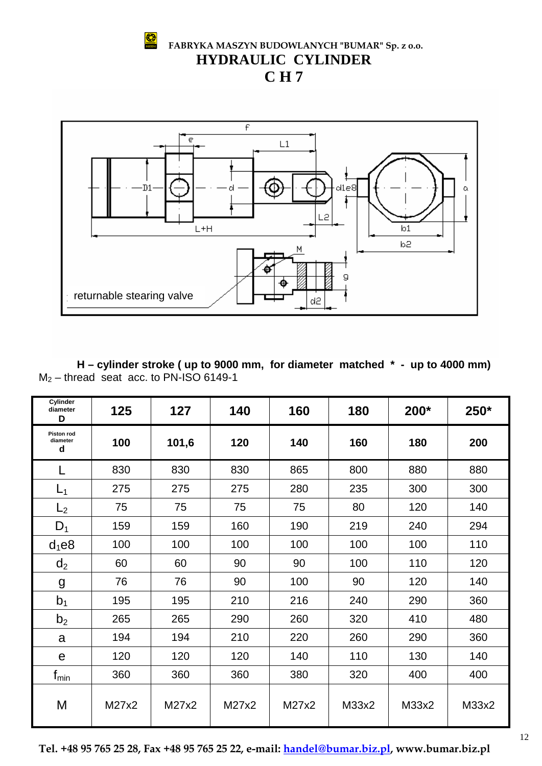FABRYKA MASZYN BUDOWLANYCH "BUMAR" Sp. z o.o.

# HYDRAULIC CYLINDER

# C H 7

returnable stearing valve

**H – cylinder stroke ( up to 9000 mm, for diameter matched * - up to 4000 mm)**

$M_2$ – thread seat acc. to PN-ISO 6149-1

| Cylinder diameter D | 125 | 127 | 140 | 160 | 180 | 200* | 250* |
|---|---|---|---|---|---|---|---|
| Piston rod diameter d | 100 | 101,6 | 120 | 140 | 160 | 180 | 200 |
| L | 830 | 830 | 830 | 865 | 800 | 880 | 880 |
| $L_1$ | 275 | 275 | 275 | 280 | 235 | 300 | 300 |
| $L_2$ | 75 | 75 | 75 | 75 | 80 | 120 | 140 |
| $D_1$ | 159 | 159 | 160 | 190 | 219 | 240 | 294 |
| $d_1$e8 | 100 | 100 | 100 | 100 | 100 | 100 | 110 |
| $d_2$ | 60 | 60 | 90 | 90 | 100 | 110 | 120 |
| g | 76 | 76 | 90 | 100 | 90 | 120 | 140 |
| $b_1$ | 195 | 195 | 210 | 216 | 240 | 290 | 360 |
| $b_2$ | 265 | 265 | 290 | 260 | 320 | 410 | 480 |
| a | 194 | 194 | 210 | 220 | 260 | 290 | 360 |
| e | 120 | 120 | 120 | 140 | 110 | 130 | 140 |
| $f_{min}$ | 360 | 360 | 360 | 380 | 320 | 400 | 400 |
| M | M27x2 | M27x2 | M27x2 | M27x2 | M33x2 | M33x2 | M33x2 |

**Tel. +48 95 765 25 28, Fax +48 95 765 25 22, e-mail: handel@bumar.biz.pl, www.bumar.biz.pl**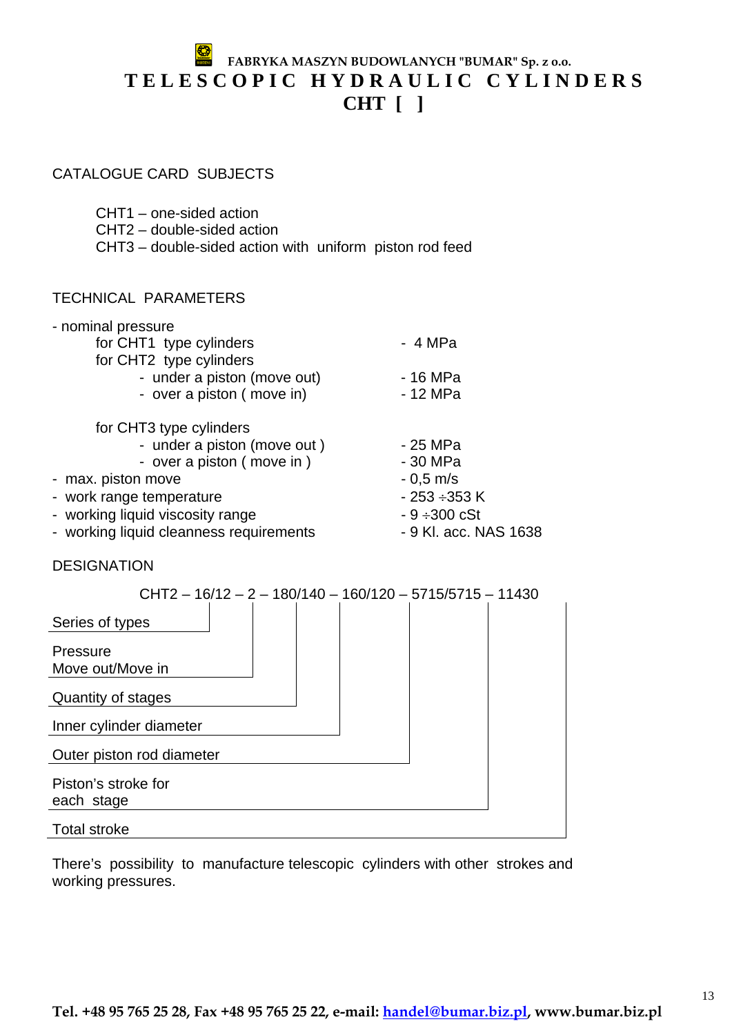**FABRYKA MASZYN BUDOWLANYCH "BUMAR" Sp. z o.o.**

# TELESCOPIC HYDRAULIC CYLINDERS

# CHT [ ]

## CATALOGUE CARD SUBJECTS

- CHT1 – one-sided action
- CHT2 – double-sided action
- CHT3 – double-sided action with uniform piston rod feed

## TECHNICAL PARAMETERS

| Parameter | Value |
|---|---|
| - nominal pressure | |
| for CHT1 type cylinders | - 4 MPa |
| for CHT2 type cylinders | |
| - under a piston (move out) | - 16 MPa |
| - over a piston ( move in) | - 12 MPa |
| for CHT3 type cylinders | |
| - under a piston (move out ) | - 25 MPa |
| - over a piston ( move in ) | - 30 MPa |
| - max. piston move | - 0,5 m/s |
| - work range temperature | - 253 ÷353 K |
| - working liquid viscosity range | - 9 ÷300 cSt |
| - working liquid cleanness requirements | - 9 Kl. acc. NAS 1638 |

## DESIGNATION

CHT2 – 16/12 – 2 – 180/140 – 160/120 – 5715/5715 – 11430

| Designation element | Meaning |
|---|---|
| CHT2 | Series of types |
| 16/12 | Pressure Move out/Move in |
| 2 | Quantity of stages |
| 180/140 | Inner cylinder diameter |
| 160/120 | Outer piston rod diameter |
| 5715/5715 | Piston's stroke for each stage |
| 11430 | Total stroke |

There's possibility to manufacture telescopic cylinders with other strokes and working pressures.

**Tel. +48 95 765 25 28, Fax +48 95 765 25 22, e-mail: handel@bumar.biz.pl, www.bumar.biz.pl**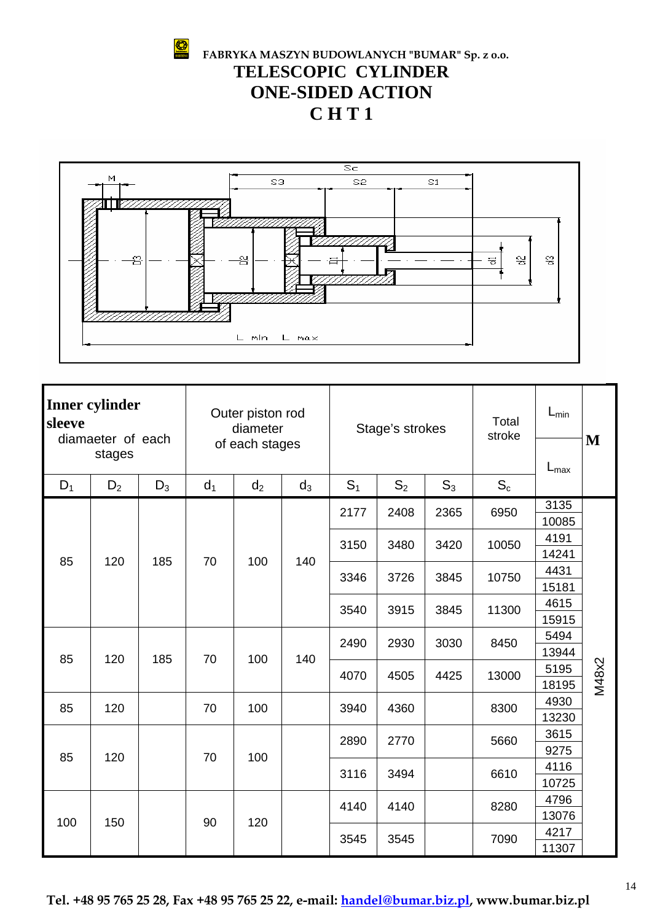**FABRYKA MASZYN BUDOWLANYCH "BUMAR" Sp. z o.o.**

# TELESCOPIC CYLINDER
# ONE-SIDED ACTION
# C H T 1

| **Inner cylinder sleeve** diamaeter of each stages | | | Outer piston rod diameter of each stages | | | Stage's strokes | | | Total stroke | $L_{min}$ / $L_{max}$ | **M** |
|---|---|---|---|---|---|---|---|---|---|---|---|
| $D_1$ | $D_2$ | $D_3$ | $d_1$ | $d_2$ | $d_3$ | $S_1$ | $S_2$ | $S_3$ | $S_c$ | | |
| 85 | 120 | 185 | 70 | 100 | 140 | 2177 | 2408 | 2365 | 6950 | 3135 / 10085 | M48x2 |
| | | | | | | 3150 | 3480 | 3420 | 10050 | 4191 / 14241 | |
| | | | | | | 3346 | 3726 | 3845 | 10750 | 4431 / 15181 | |
| | | | | | | 3540 | 3915 | 3845 | 11300 | 4615 / 15915 | |
| 85 | 120 | 185 | 70 | 100 | 140 | 2490 | 2930 | 3030 | 8450 | 5494 / 13944 | |
| | | | | | | 4070 | 4505 | 4425 | 13000 | 5195 / 18195 | |
| 85 | 120 | | 70 | 100 | | 3940 | 4360 | | 8300 | 4930 / 13230 | |
| 85 | 120 | | 70 | 100 | | 2890 | 2770 | | 5660 | 3615 / 9275 | |
| | | | | | | 3116 | 3494 | | 6610 | 4116 / 10725 | |
| 100 | 150 | | 90 | 120 | | 4140 | 4140 | | 8280 | 4796 / 13076 | |
| | | | | | | 3545 | 3545 | | 7090 | 4217 / 11307 | |

Tel. +48 95 765 25 28, Fax +48 95 765 25 22, e-mail: handel@bumar.biz.pl, www.bumar.biz.pl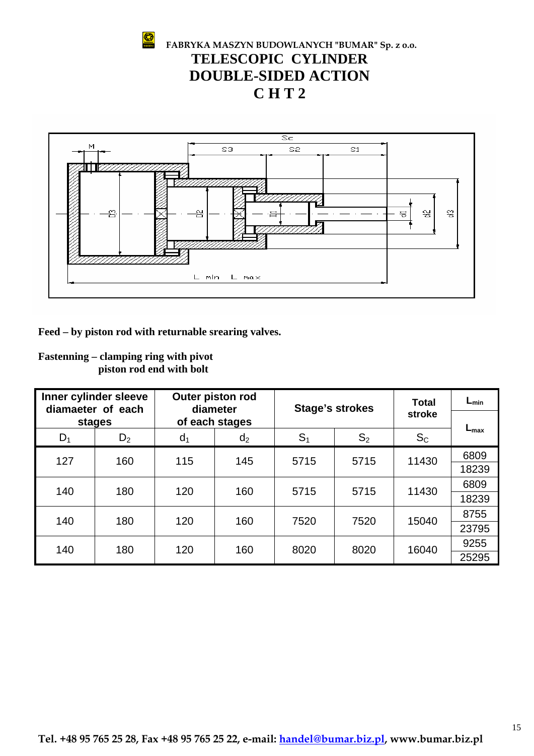**FABRYKA MASZYN BUDOWLANYCH "BUMAR" Sp. z o.o.**

# TELESCOPIC CYLINDER
# DOUBLE-SIDED ACTION
# C H T 2

**Feed – by piston rod with returnable srearing valves.**

**Fastenning – clamping ring with pivot**
**piston rod end with bolt**

| Inner cylinder sleeve diamaeter of each stages | | Outer piston rod diameter of each stages | | Stage's strokes | | Total stroke | $L_{min}$ / $L_{max}$ |
|---|---|---|---|---|---|---|---|
| $D_1$ | $D_2$ | $d_1$ | $d_2$ | $S_1$ | $S_2$ | $S_C$ | |
| 127 | 160 | 115 | 145 | 5715 | 5715 | 11430 | 6809 / 18239 |
| 140 | 180 | 120 | 160 | 5715 | 5715 | 11430 | 6809 / 18239 |
| 140 | 180 | 120 | 160 | 7520 | 7520 | 15040 | 8755 / 23795 |
| 140 | 180 | 120 | 160 | 8020 | 8020 | 16040 | 9255 / 25295 |

**Tel. +48 95 765 25 28, Fax +48 95 765 25 22, e-mail: handel@bumar.biz.pl, www.bumar.biz.pl**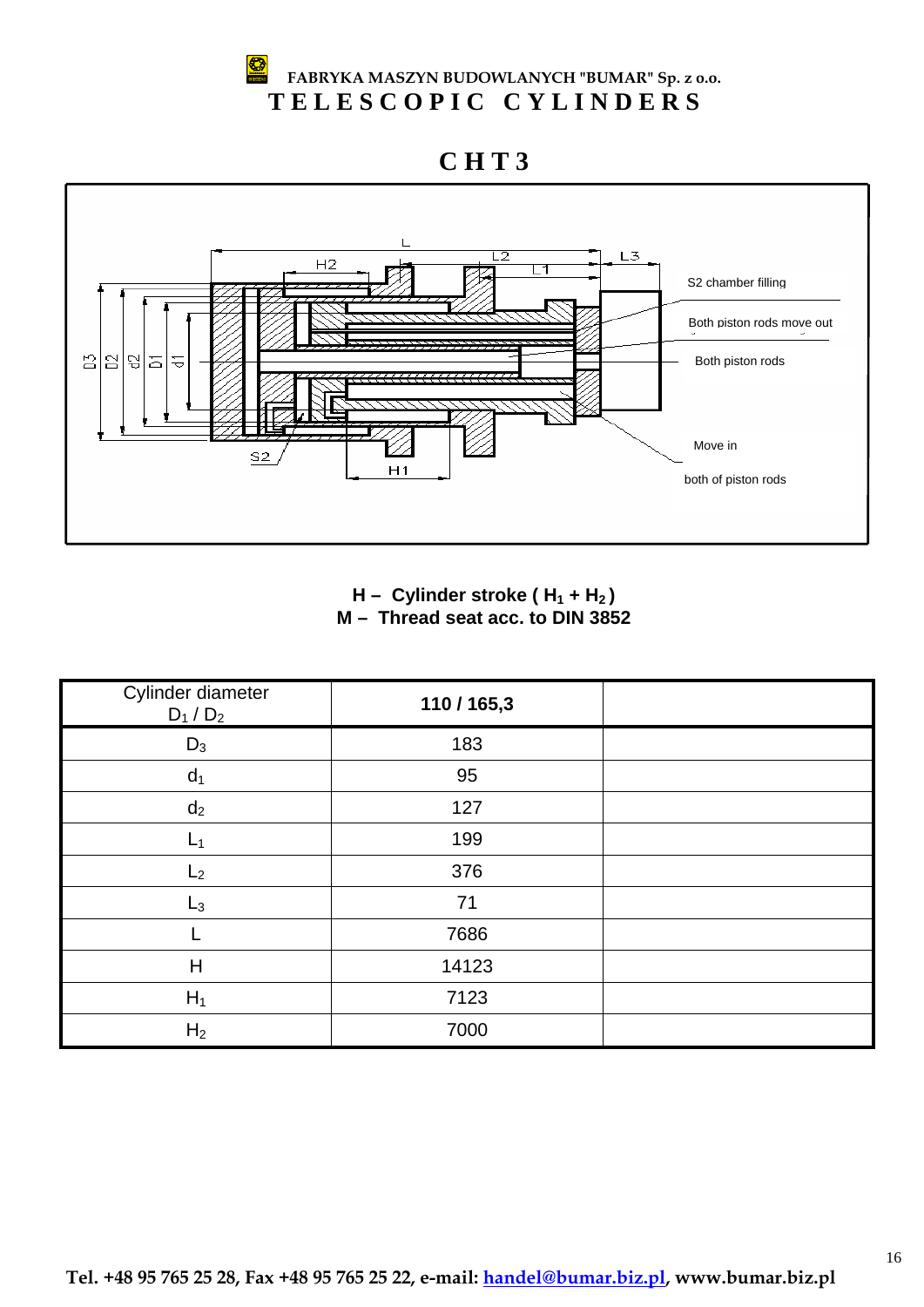FABRYKA MASZYN BUDOWLANYCH "BUMAR" Sp. z o.o.

# TELESCOPIC CYLINDERS

## CHT3

S2 chamber filling

Both piston rods move out

Both piston rods

Move in

both of piston rods

**H – Cylinder stroke ( $H_1 + H_2$ )**
**M – Thread seat acc. to DIN 3852**

| Cylinder diameter $D_1 / D_2$ | **110 / 165,3** | |
|---|---|---|
| $D_3$ | 183 | |
| $d_1$ | 95 | |
| $d_2$ | 127 | |
| $L_1$ | 199 | |
| $L_2$ | 376 | |
| $L_3$ | 71 | |
| L | 7686 | |
| H | 14123 | |
| $H_1$ | 7123 | |
| $H_2$ | 7000 | |

Tel. +48 95 765 25 28, Fax +48 95 765 25 22, e-mail: handel@bumar.biz.pl, www.bumar.biz.pl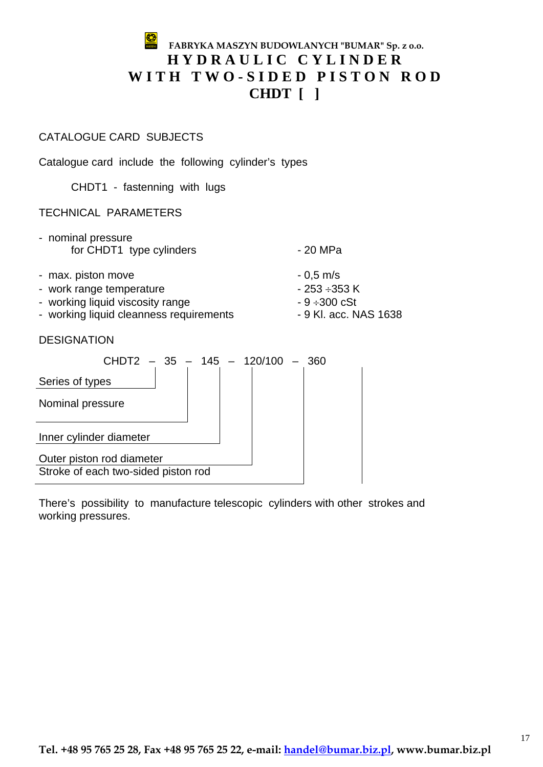FABRYKA MASZYN BUDOWLANYCH "BUMAR" Sp. z o.o.

# HYDRAULIC CYLINDER WITH TWO-SIDED PISTON ROD

# CHDT [ ]

## CATALOGUE CARD SUBJECTS

Catalogue card include the following cylinder's types

CHDT1 - fastenning with lugs

## TECHNICAL PARAMETERS

- nominal pressure
  for CHDT1 type cylinders - 20 MPa
- max. piston move - 0,5 m/s
- work range temperature - 253 ÷353 K
- working liquid viscosity range - 9 ÷300 cSt
- working liquid cleanness requirements - 9 Kl. acc. NAS 1638

## DESIGNATION

CHDT2 – 35 – 145 – 120/100 – 360

- Series of types
- Nominal pressure
- Inner cylinder diameter
- Outer piston rod diameter
- Stroke of each two-sided piston rod

There's possibility to manufacture telescopic cylinders with other strokes and working pressures.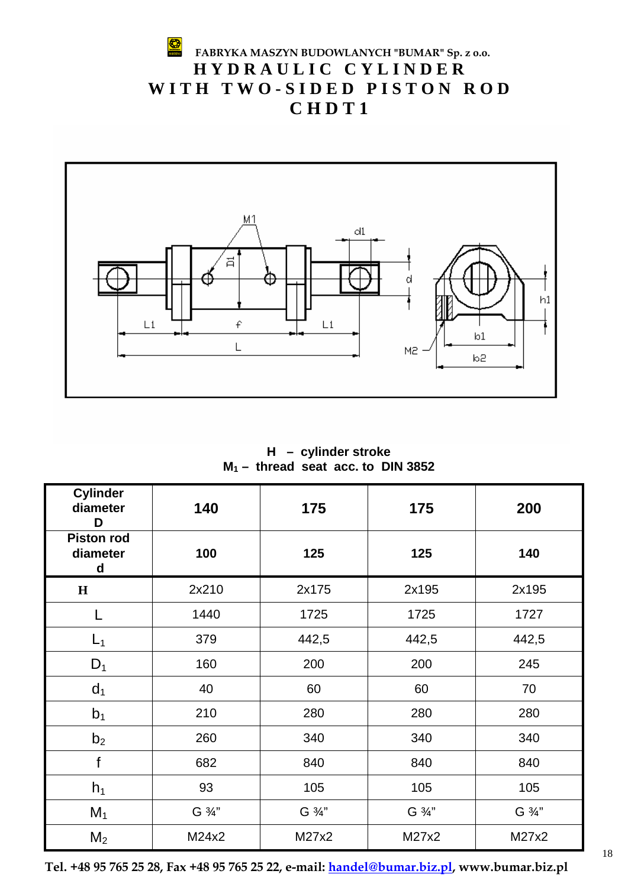FABRYKA MASZYN BUDOWLANYCH "BUMAR" Sp. z o.o.

# HYDRAULIC CYLINDER WITH TWO-SIDED PISTON ROD CHDT1

**H – cylinder stroke**
**$M_1$ – thread seat acc. to DIN 3852**

| Cylinder diameter D | 140 | 175 | 175 | 200 |
|---|---|---|---|---|
| Piston rod diameter d | 100 | 125 | 125 | 140 |
| H | 2x210 | 2x175 | 2x195 | 2x195 |
| L | 1440 | 1725 | 1725 | 1727 |
| $L_1$ | 379 | 442,5 | 442,5 | 442,5 |
| $D_1$ | 160 | 200 | 200 | 245 |
| $d_1$ | 40 | 60 | 60 | 70 |
| $b_1$ | 210 | 280 | 280 | 280 |
| $b_2$ | 260 | 340 | 340 | 340 |
| f | 682 | 840 | 840 | 840 |
| $h_1$ | 93 | 105 | 105 | 105 |
| $M_1$ | G ¾" | G ¾" | G ¾" | G ¾" |
| $M_2$ | M24x2 | M27x2 | M27x2 | M27x2 |

Tel. +48 95 765 25 28, Fax +48 95 765 25 22, e-mail: handel@bumar.biz.pl, www.bumar.biz.pl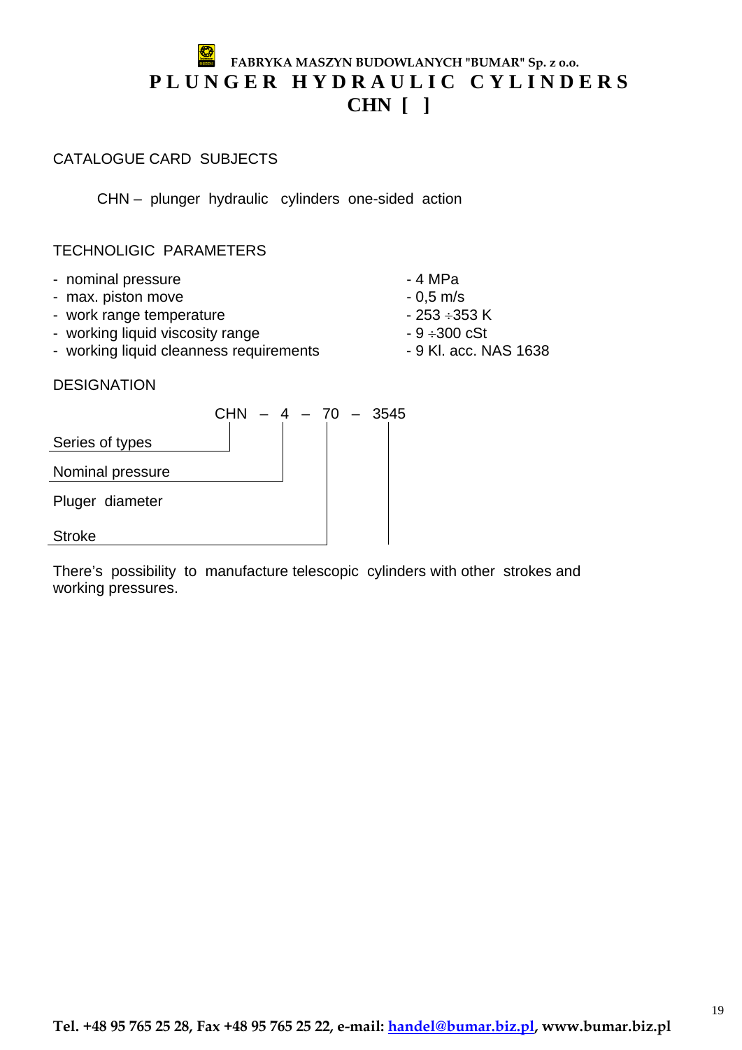**FABRYKA MASZYN BUDOWLANYCH "BUMAR" Sp. z o.o.**

# P L U N G E R   H Y D R A U L I C   C Y L I N D E R S

# CHN [ ]

CATALOGUE CARD SUBJECTS

CHN – plunger hydraulic cylinders one-sided action

TECHNOLIGIC PARAMETERS

| | |
|---|---|
| - nominal pressure | - 4 MPa |
| - max. piston move | - 0,5 m/s |
| - work range temperature | - 253 ÷353 K |
| - working liquid viscosity range | - 9 ÷300 cSt |
| - working liquid cleanness requirements | - 9 Kl. acc. NAS 1638 |

DESIGNATION

CHN – 4 – 70 – 3545

- Series of types
- Nominal pressure
- Pluger diameter
- Stroke

There's possibility to manufacture telescopic cylinders with other strokes and working pressures.

**Tel. +48 95 765 25 28, Fax +48 95 765 25 22, e-mail: handel@bumar.biz.pl, www.bumar.biz.pl**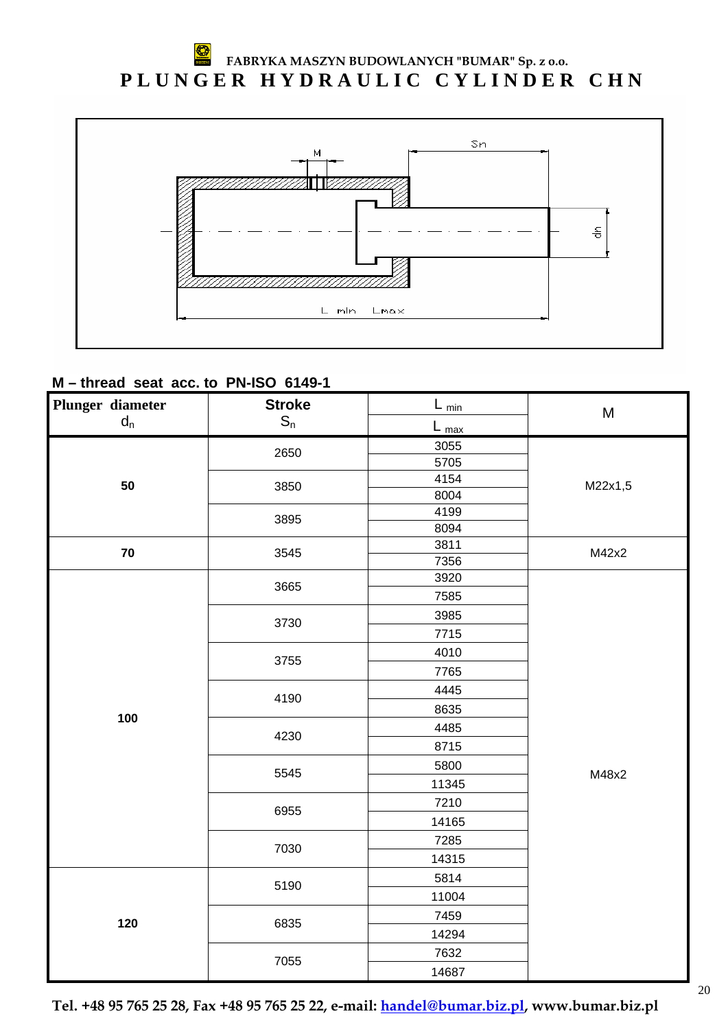**FABRYKA MASZYN BUDOWLANYCH "BUMAR" Sp. z o.o.**

# P L U N G E R   H Y D R A U L I C   C Y L I N D E R   C H N

**M – thread seat acc. to PN-ISO 6149-1**

| Plunger diameter $d_n$ | Stroke $S_n$ | $L_{min}$ / $L_{max}$ | M |
|---|---|---|---|
| 50 | 2650 | 3055 | M22x1,5 |
| | | 5705 | |
| | 3850 | 4154 | |
| | | 8004 | |
| | 3895 | 4199 | |
| | | 8094 | |
| 70 | 3545 | 3811 | M42x2 |
| | | 7356 | |
| 100 | 3665 | 3920 | M48x2 |
| | | 7585 | |
| | 3730 | 3985 | |
| | | 7715 | |
| | 3755 | 4010 | |
| | | 7765 | |
| | 4190 | 4445 | |
| | | 8635 | |
| | 4230 | 4485 | |
| | | 8715 | |
| | 5545 | 5800 | |
| | | 11345 | |
| | 6955 | 7210 | |
| | | 14165 | |
| | 7030 | 7285 | |
| | | 14315 | |
| 120 | 5190 | 5814 | |
| | | 11004 | |
| | 6835 | 7459 | |
| | | 14294 | |
| | 7055 | 7632 | |
| | | 14687 | |

**Tel. +48 95 765 25 28, Fax +48 95 765 25 22, e-mail: handel@bumar.biz.pl, www.bumar.biz.pl**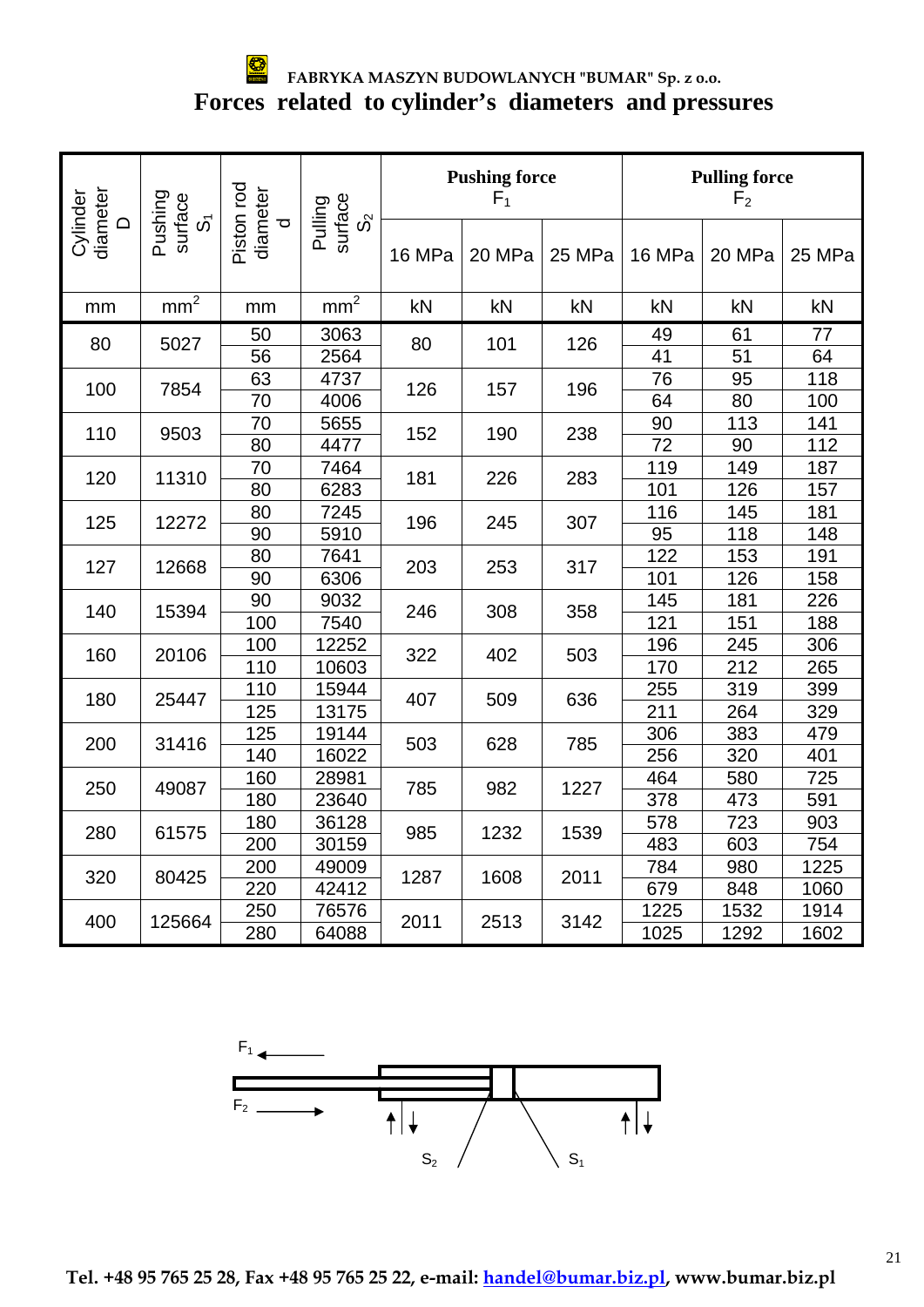FABRYKA MASZYN BUDOWLANYCH "BUMAR" Sp. z o.o.

# Forces related to cylinder's diameters and pressures

| Cylinder diameter D | Pushing surface $S_1$ | Piston rod diameter d | Pulling surface $S_2$ | Pushing force $F_1$ | | | Pulling force $F_2$ | | |
|---|---|---|---|---|---|---|---|---|---|
| | | | | 16 MPa | 20 MPa | 25 MPa | 16 MPa | 20 MPa | 25 MPa |
| mm | $mm^2$ | mm | $mm^2$ | kN | kN | kN | kN | kN | kN |
| 80 | 5027 | 50 | 3063 | 80 | 101 | 126 | 49 | 61 | 77 |
| | | 56 | 2564 | | | | 41 | 51 | 64 |
| 100 | 7854 | 63 | 4737 | 126 | 157 | 196 | 76 | 95 | 118 |
| | | 70 | 4006 | | | | 64 | 80 | 100 |
| 110 | 9503 | 70 | 5655 | 152 | 190 | 238 | 90 | 113 | 141 |
| | | 80 | 4477 | | | | 72 | 90 | 112 |
| 120 | 11310 | 70 | 7464 | 181 | 226 | 283 | 119 | 149 | 187 |
| | | 80 | 6283 | | | | 101 | 126 | 157 |
| 125 | 12272 | 80 | 7245 | 196 | 245 | 307 | 116 | 145 | 181 |
| | | 90 | 5910 | | | | 95 | 118 | 148 |
| 127 | 12668 | 80 | 7641 | 203 | 253 | 317 | 122 | 153 | 191 |
| | | 90 | 6306 | | | | 101 | 126 | 158 |
| 140 | 15394 | 90 | 9032 | 246 | 308 | 358 | 145 | 181 | 226 |
| | | 100 | 7540 | | | | 121 | 151 | 188 |
| 160 | 20106 | 100 | 12252 | 322 | 402 | 503 | 196 | 245 | 306 |
| | | 110 | 10603 | | | | 170 | 212 | 265 |
| 180 | 25447 | 110 | 15944 | 407 | 509 | 636 | 255 | 319 | 399 |
| | | 125 | 13175 | | | | 211 | 264 | 329 |
| 200 | 31416 | 125 | 19144 | 503 | 628 | 785 | 306 | 383 | 479 |
| | | 140 | 16022 | | | | 256 | 320 | 401 |
| 250 | 49087 | 160 | 28981 | 785 | 982 | 1227 | 464 | 580 | 725 |
| | | 180 | 23640 | | | | 378 | 473 | 591 |
| 280 | 61575 | 180 | 36128 | 985 | 1232 | 1539 | 578 | 723 | 903 |
| | | 200 | 30159 | | | | 483 | 603 | 754 |
| 320 | 80425 | 200 | 49009 | 1287 | 1608 | 2011 | 784 | 980 | 1225 |
| | | 220 | 42412 | | | | 679 | 848 | 1060 |
| 400 | 125664 | 250 | 76576 | 2011 | 2513 | 3142 | 1225 | 1532 | 1914 |
| | | 280 | 64088 | | | | 1025 | 1292 | 1602 |

$F_1$

$F_2$

$S_2$

$S_1$

**Tel. +48 95 765 25 28, Fax +48 95 765 25 22, e-mail: handel@bumar.biz.pl, www.bumar.biz.pl**